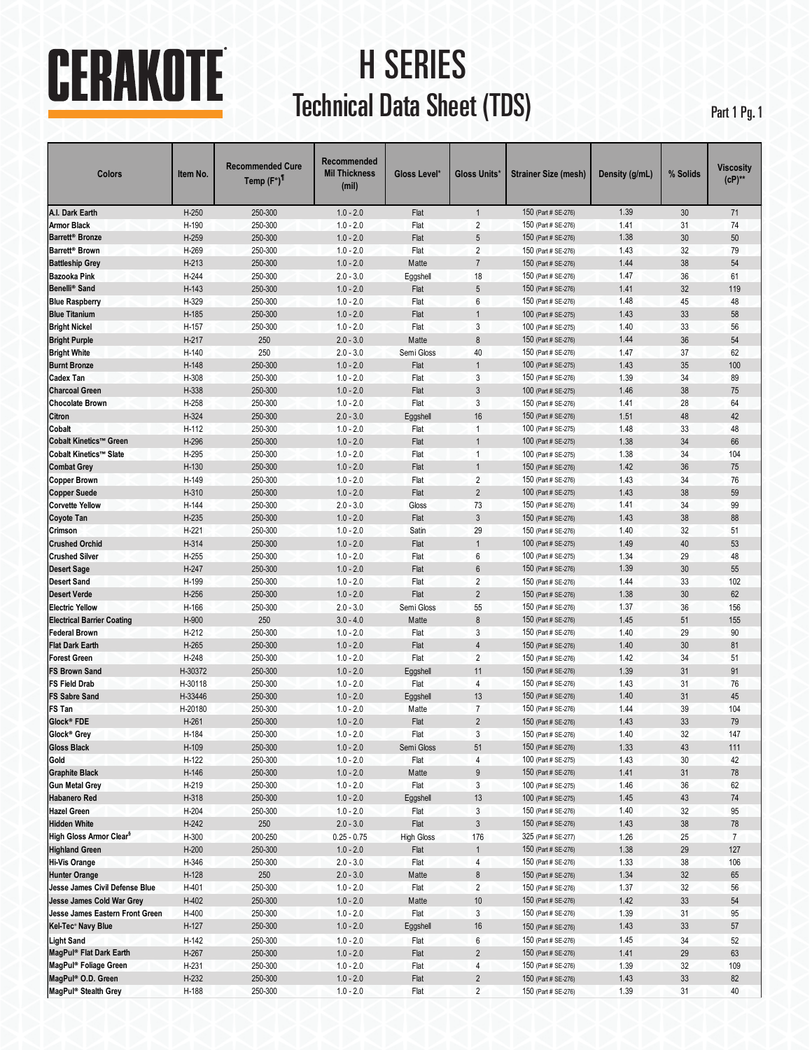# CERAKOTE

# H SERIES

## Technical Data Sheet (TDS)

Part 1 Pg. 1

| Colors | Item No. | Recommended Cure Temp (F°)¶ | Recommended Mil Thickness (mil) | Gloss Level* | Gloss Units* | Strainer Size (mesh) | Density (g/mL) | % Solids | Viscosity (cP)** |
|---|---|---|---|---|---|---|---|---|---|
| A.I. Dark Earth | H-250 | 250-300 | 1.0 - 2.0 | Flat | 1 | 150 (Part # SE-276) | 1.39 | 30 | 71 |
| Armor Black | H-190 | 250-300 | 1.0 - 2.0 | Flat | 2 | 150 (Part # SE-276) | 1.41 | 31 | 74 |
| Barrett® Bronze | H-259 | 250-300 | 1.0 - 2.0 | Flat | 5 | 150 (Part # SE-276) | 1.38 | 30 | 50 |
| Barrett® Brown | H-269 | 250-300 | 1.0 - 2.0 | Flat | 2 | 150 (Part # SE-276) | 1.43 | 32 | 79 |
| Battleship Grey | H-213 | 250-300 | 1.0 - 2.0 | Matte | 7 | 150 (Part # SE-276) | 1.44 | 38 | 54 |
| Bazooka Pink | H-244 | 250-300 | 2.0 - 3.0 | Eggshell | 18 | 150 (Part # SE-276) | 1.47 | 36 | 61 |
| Benelli® Sand | H-143 | 250-300 | 1.0 - 2.0 | Flat | 5 | 150 (Part # SE-276) | 1.41 | 32 | 119 |
| Blue Raspberry | H-329 | 250-300 | 1.0 - 2.0 | Flat | 6 | 150 (Part # SE-276) | 1.48 | 45 | 48 |
| Blue Titanium | H-185 | 250-300 | 1.0 - 2.0 | Flat | 1 | 100 (Part # SE-275) | 1.43 | 33 | 58 |
| Bright Nickel | H-157 | 250-300 | 1.0 - 2.0 | Flat | 3 | 100 (Part # SE-275) | 1.40 | 33 | 56 |
| Bright Purple | H-217 | 250 | 2.0 - 3.0 | Matte | 8 | 150 (Part # SE-276) | 1.44 | 36 | 54 |
| Bright White | H-140 | 250 | 2.0 - 3.0 | Semi Gloss | 40 | 150 (Part # SE-276) | 1.47 | 37 | 62 |
| Burnt Bronze | H-148 | 250-300 | 1.0 - 2.0 | Flat | 1 | 100 (Part # SE-275) | 1.43 | 35 | 100 |
| Cadex Tan | H-308 | 250-300 | 1.0 - 2.0 | Flat | 3 | 150 (Part # SE-276) | 1.39 | 34 | 89 |
| Charcoal Green | H-338 | 250-300 | 1.0 - 2.0 | Flat | 3 | 100 (Part # SE-275) | 1.46 | 38 | 75 |
| Chocolate Brown | H-258 | 250-300 | 1.0 - 2.0 | Flat | 3 | 150 (Part # SE-276) | 1.41 | 28 | 64 |
| Citron | H-324 | 250-300 | 2.0 - 3.0 | Eggshell | 16 | 150 (Part # SE-276) | 1.51 | 48 | 42 |
| Cobalt | H-112 | 250-300 | 1.0 - 2.0 | Flat | 1 | 100 (Part # SE-275) | 1.48 | 33 | 48 |
| Cobalt Kinetics™ Green | H-296 | 250-300 | 1.0 - 2.0 | Flat | 1 | 100 (Part # SE-275) | 1.38 | 34 | 66 |
| Cobalt Kinetics™ Slate | H-295 | 250-300 | 1.0 - 2.0 | Flat | 1 | 100 (Part # SE-275) | 1.38 | 34 | 104 |
| Combat Grey | H-130 | 250-300 | 1.0 - 2.0 | Flat | 1 | 150 (Part # SE-276) | 1.42 | 36 | 75 |
| Copper Brown | H-149 | 250-300 | 1.0 - 2.0 | Flat | 2 | 150 (Part # SE-276) | 1.43 | 34 | 76 |
| Copper Suede | H-310 | 250-300 | 1.0 - 2.0 | Flat | 2 | 100 (Part # SE-275) | 1.43 | 38 | 59 |
| Corvette Yellow | H-144 | 250-300 | 2.0 - 3.0 | Gloss | 73 | 150 (Part # SE-276) | 1.41 | 34 | 99 |
| Coyote Tan | H-235 | 250-300 | 1.0 - 2.0 | Flat | 3 | 150 (Part # SE-276) | 1.43 | 38 | 88 |
| Crimson | H-221 | 250-300 | 1.0 - 2.0 | Satin | 29 | 150 (Part # SE-276) | 1.40 | 32 | 51 |
| Crushed Orchid | H-314 | 250-300 | 1.0 - 2.0 | Flat | 1 | 100 (Part # SE-275) | 1.49 | 40 | 53 |
| Crushed Silver | H-255 | 250-300 | 1.0 - 2.0 | Flat | 6 | 100 (Part # SE-275) | 1.34 | 29 | 48 |
| Desert Sage | H-247 | 250-300 | 1.0 - 2.0 | Flat | 6 | 150 (Part # SE-276) | 1.39 | 30 | 55 |
| Desert Sand | H-199 | 250-300 | 1.0 - 2.0 | Flat | 2 | 150 (Part # SE-276) | 1.44 | 33 | 102 |
| Desert Verde | H-256 | 250-300 | 1.0 - 2.0 | Flat | 2 | 150 (Part # SE-276) | 1.38 | 30 | 62 |
| Electric Yellow | H-166 | 250-300 | 2.0 - 3.0 | Semi Gloss | 55 | 150 (Part # SE-276) | 1.37 | 36 | 156 |
| Electrical Barrier Coating | H-900 | 250 | 3.0 - 4.0 | Matte | 8 | 150 (Part # SE-276) | 1.45 | 51 | 155 |
| Federal Brown | H-212 | 250-300 | 1.0 - 2.0 | Flat | 3 | 150 (Part # SE-276) | 1.40 | 29 | 90 |
| Flat Dark Earth | H-265 | 250-300 | 1.0 - 2.0 | Flat | 4 | 150 (Part # SE-276) | 1.40 | 30 | 81 |
| Forest Green | H-248 | 250-300 | 1.0 - 2.0 | Flat | 2 | 150 (Part # SE-276) | 1.42 | 34 | 51 |
| FS Brown Sand | H-30372 | 250-300 | 1.0 - 2.0 | Eggshell | 11 | 150 (Part # SE-276) | 1.39 | 31 | 91 |
| FS Field Drab | H-30118 | 250-300 | 1.0 - 2.0 | Flat | 4 | 150 (Part # SE-276) | 1.43 | 31 | 76 |
| FS Sabre Sand | H-33446 | 250-300 | 1.0 - 2.0 | Eggshell | 13 | 150 (Part # SE-276) | 1.40 | 31 | 45 |
| FS Tan | H-20180 | 250-300 | 1.0 - 2.0 | Matte | 7 | 150 (Part # SE-276) | 1.44 | 39 | 104 |
| Glock® FDE | H-261 | 250-300 | 1.0 - 2.0 | Flat | 2 | 150 (Part # SE-276) | 1.43 | 33 | 79 |
| Glock® Grey | H-184 | 250-300 | 1.0 - 2.0 | Flat | 3 | 150 (Part # SE-276) | 1.40 | 32 | 147 |
| Gloss Black | H-109 | 250-300 | 1.0 - 2.0 | Semi Gloss | 51 | 150 (Part # SE-276) | 1.33 | 43 | 111 |
| Gold | H-122 | 250-300 | 1.0 - 2.0 | Flat | 4 | 100 (Part # SE-275) | 1.43 | 30 | 42 |
| Graphite Black | H-146 | 250-300 | 1.0 - 2.0 | Matte | 9 | 150 (Part # SE-276) | 1.41 | 31 | 78 |
| Gun Metal Grey | H-219 | 250-300 | 1.0 - 2.0 | Flat | 3 | 100 (Part # SE-275) | 1.46 | 36 | 62 |
| Habanero Red | H-318 | 250-300 | 1.0 - 2.0 | Eggshell | 13 | 100 (Part # SE-275) | 1.45 | 43 | 74 |
| Hazel Green | H-204 | 250-300 | 1.0 - 2.0 | Flat | 3 | 150 (Part # SE-276) | 1.40 | 32 | 95 |
| Hidden White | H-242 | 250 | 2.0 - 3.0 | Flat | 3 | 150 (Part # SE-276) | 1.43 | 38 | 78 |
| High Gloss Armor Clear§ | H-300 | 200-250 | 0.25 - 0.75 | High Gloss | 176 | 325 (Part # SE-277) | 1.26 | 25 | 7 |
| Highland Green | H-200 | 250-300 | 1.0 - 2.0 | Flat | 1 | 150 (Part # SE-276) | 1.38 | 29 | 127 |
| Hi-Vis Orange | H-346 | 250-300 | 2.0 - 3.0 | Flat | 4 | 150 (Part # SE-276) | 1.33 | 38 | 106 |
| Hunter Orange | H-128 | 250 | 2.0 - 3.0 | Matte | 8 | 150 (Part # SE-276) | 1.34 | 32 | 65 |
| Jesse James Civil Defense Blue | H-401 | 250-300 | 1.0 - 2.0 | Flat | 2 | 150 (Part # SE-276) | 1.37 | 32 | 56 |
| Jesse James Cold War Grey | H-402 | 250-300 | 1.0 - 2.0 | Matte | 10 | 150 (Part # SE-276) | 1.42 | 33 | 54 |
| Jesse James Eastern Front Green | H-400 | 250-300 | 1.0 - 2.0 | Flat | 3 | 150 (Part # SE-276) | 1.39 | 31 | 95 |
| Kel-Tec® Navy Blue | H-127 | 250-300 | 1.0 - 2.0 | Eggshell | 16 | 150 (Part # SE-276) | 1.43 | 33 | 57 |
| Light Sand | H-142 | 250-300 | 1.0 - 2.0 | Flat | 6 | 150 (Part # SE-276) | 1.45 | 34 | 52 |
| MagPul® Flat Dark Earth | H-267 | 250-300 | 1.0 - 2.0 | Flat | 2 | 150 (Part # SE-276) | 1.41 | 29 | 63 |
| MagPul® Foliage Green | H-231 | 250-300 | 1.0 - 2.0 | Flat | 4 | 150 (Part # SE-276) | 1.39 | 32 | 109 |
| MagPul® O.D. Green | H-232 | 250-300 | 1.0 - 2.0 | Flat | 2 | 150 (Part # SE-276) | 1.43 | 33 | 82 |
| MagPul® Stealth Grey | H-188 | 250-300 | 1.0 - 2.0 | Flat | 2 | 150 (Part # SE-276) | 1.39 | 31 | 40 |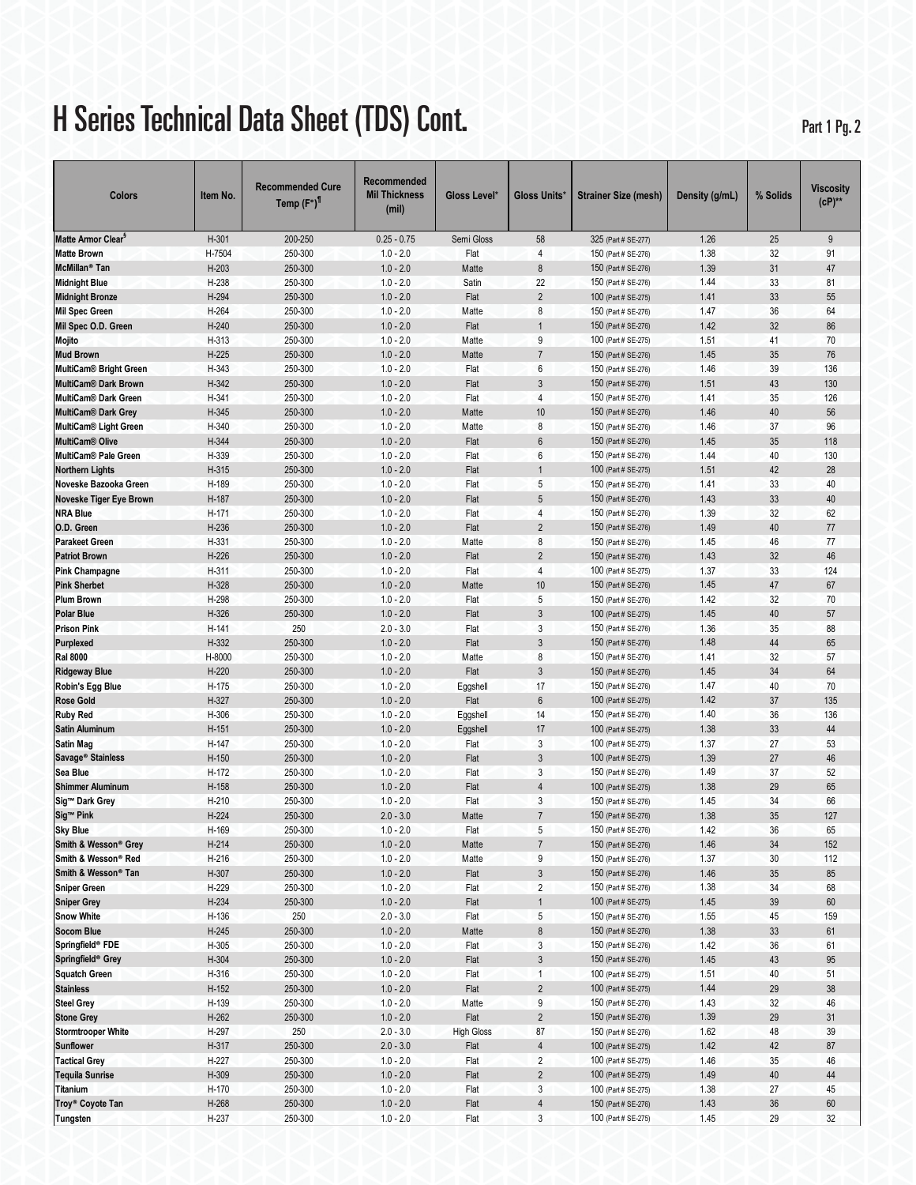# H Series Technical Data Sheet (TDS) Cont.

| Colors | Item No. | Recommended Cure Temp (F°)¶ | Recommended Mil Thickness (mil) | Gloss Level* | Gloss Units* | Strainer Size (mesh) | Density (g/mL) | % Solids | Viscosity (cP)** |
|---|---|---|---|---|---|---|---|---|---|
| Matte Armor Clear§ | H-301 | 200-250 | 0.25 - 0.75 | Semi Gloss | 58 | 325 (Part # SE-277) | 1.26 | 25 | 9 |
| Matte Brown | H-7504 | 250-300 | 1.0 - 2.0 | Flat | 4 | 150 (Part # SE-276) | 1.38 | 32 | 91 |
| McMillan® Tan | H-203 | 250-300 | 1.0 - 2.0 | Matte | 8 | 150 (Part # SE-276) | 1.39 | 31 | 47 |
| Midnight Blue | H-238 | 250-300 | 1.0 - 2.0 | Satin | 22 | 150 (Part # SE-276) | 1.44 | 33 | 81 |
| Midnight Bronze | H-294 | 250-300 | 1.0 - 2.0 | Flat | 2 | 100 (Part # SE-275) | 1.41 | 33 | 55 |
| Mil Spec Green | H-264 | 250-300 | 1.0 - 2.0 | Matte | 8 | 150 (Part # SE-276) | 1.47 | 36 | 64 |
| Mil Spec O.D. Green | H-240 | 250-300 | 1.0 - 2.0 | Flat | 1 | 150 (Part # SE-276) | 1.42 | 32 | 86 |
| Mojito | H-313 | 250-300 | 1.0 - 2.0 | Matte | 9 | 100 (Part # SE-275) | 1.51 | 41 | 70 |
| Mud Brown | H-225 | 250-300 | 1.0 - 2.0 | Matte | 7 | 150 (Part # SE-276) | 1.45 | 35 | 76 |
| MultiCam® Bright Green | H-343 | 250-300 | 1.0 - 2.0 | Flat | 6 | 150 (Part # SE-276) | 1.46 | 39 | 136 |
| MultiCam® Dark Brown | H-342 | 250-300 | 1.0 - 2.0 | Flat | 3 | 150 (Part # SE-276) | 1.51 | 43 | 130 |
| MultiCam® Dark Green | H-341 | 250-300 | 1.0 - 2.0 | Flat | 4 | 150 (Part # SE-276) | 1.41 | 35 | 126 |
| MultiCam® Dark Grey | H-345 | 250-300 | 1.0 - 2.0 | Matte | 10 | 150 (Part # SE-276) | 1.46 | 40 | 56 |
| MultiCam® Light Green | H-340 | 250-300 | 1.0 - 2.0 | Matte | 8 | 150 (Part # SE-276) | 1.46 | 37 | 96 |
| MultiCam® Olive | H-344 | 250-300 | 1.0 - 2.0 | Flat | 6 | 150 (Part # SE-276) | 1.45 | 35 | 118 |
| MultiCam® Pale Green | H-339 | 250-300 | 1.0 - 2.0 | Flat | 6 | 150 (Part # SE-276) | 1.44 | 40 | 130 |
| Northern Lights | H-315 | 250-300 | 1.0 - 2.0 | Flat | 1 | 100 (Part # SE-275) | 1.51 | 42 | 28 |
| Noveske Bazooka Green | H-189 | 250-300 | 1.0 - 2.0 | Flat | 5 | 150 (Part # SE-276) | 1.41 | 33 | 40 |
| Noveske Tiger Eye Brown | H-187 | 250-300 | 1.0 - 2.0 | Flat | 5 | 150 (Part # SE-276) | 1.43 | 33 | 40 |
| NRA Blue | H-171 | 250-300 | 1.0 - 2.0 | Flat | 4 | 150 (Part # SE-276) | 1.39 | 32 | 62 |
| O.D. Green | H-236 | 250-300 | 1.0 - 2.0 | Flat | 2 | 150 (Part # SE-276) | 1.49 | 40 | 77 |
| Parakeet Green | H-331 | 250-300 | 1.0 - 2.0 | Matte | 8 | 150 (Part # SE-276) | 1.45 | 46 | 77 |
| Patriot Brown | H-226 | 250-300 | 1.0 - 2.0 | Flat | 2 | 150 (Part # SE-276) | 1.43 | 32 | 46 |
| Pink Champagne | H-311 | 250-300 | 1.0 - 2.0 | Flat | 4 | 100 (Part # SE-275) | 1.37 | 33 | 124 |
| Pink Sherbet | H-328 | 250-300 | 1.0 - 2.0 | Matte | 10 | 150 (Part # SE-276) | 1.45 | 47 | 67 |
| Plum Brown | H-298 | 250-300 | 1.0 - 2.0 | Flat | 5 | 150 (Part # SE-276) | 1.42 | 32 | 70 |
| Polar Blue | H-326 | 250-300 | 1.0 - 2.0 | Flat | 3 | 100 (Part # SE-275) | 1.45 | 40 | 57 |
| Prison Pink | H-141 | 250 | 2.0 - 3.0 | Flat | 3 | 150 (Part # SE-276) | 1.36 | 35 | 88 |
| Purplexed | H-332 | 250-300 | 1.0 - 2.0 | Flat | 3 | 150 (Part # SE-276) | 1.48 | 44 | 65 |
| Ral 8000 | H-8000 | 250-300 | 1.0 - 2.0 | Matte | 8 | 150 (Part # SE-276) | 1.41 | 32 | 57 |
| Ridgeway Blue | H-220 | 250-300 | 1.0 - 2.0 | Flat | 3 | 150 (Part # SE-276) | 1.45 | 34 | 64 |
| Robin's Egg Blue | H-175 | 250-300 | 1.0 - 2.0 | Eggshell | 17 | 150 (Part # SE-276) | 1.47 | 40 | 70 |
| Rose Gold | H-327 | 250-300 | 1.0 - 2.0 | Flat | 6 | 100 (Part # SE-275) | 1.42 | 37 | 135 |
| Ruby Red | H-306 | 250-300 | 1.0 - 2.0 | Eggshell | 14 | 150 (Part # SE-276) | 1.40 | 36 | 136 |
| Satin Aluminum | H-151 | 250-300 | 1.0 - 2.0 | Eggshell | 17 | 100 (Part # SE-275) | 1.38 | 33 | 44 |
| Satin Mag | H-147 | 250-300 | 1.0 - 2.0 | Flat | 3 | 100 (Part # SE-275) | 1.37 | 27 | 53 |
| Savage® Stainless | H-150 | 250-300 | 1.0 - 2.0 | Flat | 3 | 100 (Part # SE-275) | 1.39 | 27 | 46 |
| Sea Blue | H-172 | 250-300 | 1.0 - 2.0 | Flat | 3 | 150 (Part # SE-276) | 1.49 | 37 | 52 |
| Shimmer Aluminum | H-158 | 250-300 | 1.0 - 2.0 | Flat | 4 | 100 (Part # SE-275) | 1.38 | 29 | 65 |
| Sig™ Dark Grey | H-210 | 250-300 | 1.0 - 2.0 | Flat | 3 | 150 (Part # SE-276) | 1.45 | 34 | 66 |
| Sig™ Pink | H-224 | 250-300 | 2.0 - 3.0 | Matte | 7 | 150 (Part # SE-276) | 1.38 | 35 | 127 |
| Sky Blue | H-169 | 250-300 | 1.0 - 2.0 | Flat | 5 | 150 (Part # SE-276) | 1.42 | 36 | 65 |
| Smith & Wesson® Grey | H-214 | 250-300 | 1.0 - 2.0 | Matte | 7 | 150 (Part # SE-276) | 1.46 | 34 | 152 |
| Smith & Wesson® Red | H-216 | 250-300 | 1.0 - 2.0 | Matte | 9 | 150 (Part # SE-276) | 1.37 | 30 | 112 |
| Smith & Wesson® Tan | H-307 | 250-300 | 1.0 - 2.0 | Flat | 3 | 150 (Part # SE-276) | 1.46 | 35 | 85 |
| Sniper Green | H-229 | 250-300 | 1.0 - 2.0 | Flat | 2 | 150 (Part # SE-276) | 1.38 | 34 | 68 |
| Sniper Grey | H-234 | 250-300 | 1.0 - 2.0 | Flat | 1 | 100 (Part # SE-275) | 1.45 | 39 | 60 |
| Snow White | H-136 | 250 | 2.0 - 3.0 | Flat | 5 | 150 (Part # SE-276) | 1.55 | 45 | 159 |
| Socom Blue | H-245 | 250-300 | 1.0 - 2.0 | Matte | 8 | 150 (Part # SE-276) | 1.38 | 33 | 61 |
| Springfield® FDE | H-305 | 250-300 | 1.0 - 2.0 | Flat | 3 | 150 (Part # SE-276) | 1.42 | 36 | 61 |
| Springfield® Grey | H-304 | 250-300 | 1.0 - 2.0 | Flat | 3 | 150 (Part # SE-276) | 1.45 | 43 | 95 |
| Squatch Green | H-316 | 250-300 | 1.0 - 2.0 | Flat | 1 | 100 (Part # SE-275) | 1.51 | 40 | 51 |
| Stainless | H-152 | 250-300 | 1.0 - 2.0 | Flat | 2 | 100 (Part # SE-275) | 1.44 | 29 | 38 |
| Steel Grey | H-139 | 250-300 | 1.0 - 2.0 | Matte | 9 | 150 (Part # SE-276) | 1.43 | 32 | 46 |
| Stone Grey | H-262 | 250-300 | 1.0 - 2.0 | Flat | 2 | 150 (Part # SE-276) | 1.39 | 29 | 31 |
| Stormtrooper White | H-297 | 250 | 2.0 - 3.0 | High Gloss | 87 | 150 (Part # SE-276) | 1.62 | 48 | 39 |
| Sunflower | H-317 | 250-300 | 2.0 - 3.0 | Flat | 4 | 100 (Part # SE-275) | 1.42 | 42 | 87 |
| Tactical Grey | H-227 | 250-300 | 1.0 - 2.0 | Flat | 2 | 100 (Part # SE-275) | 1.46 | 35 | 46 |
| Tequila Sunrise | H-309 | 250-300 | 1.0 - 2.0 | Flat | 2 | 100 (Part # SE-275) | 1.49 | 40 | 44 |
| Titanium | H-170 | 250-300 | 1.0 - 2.0 | Flat | 3 | 100 (Part # SE-275) | 1.38 | 27 | 45 |
| Troy® Coyote Tan | H-268 | 250-300 | 1.0 - 2.0 | Flat | 4 | 150 (Part # SE-276) | 1.43 | 36 | 60 |
| Tungsten | H-237 | 250-300 | 1.0 - 2.0 | Flat | 3 | 100 (Part # SE-275) | 1.45 | 29 | 32 |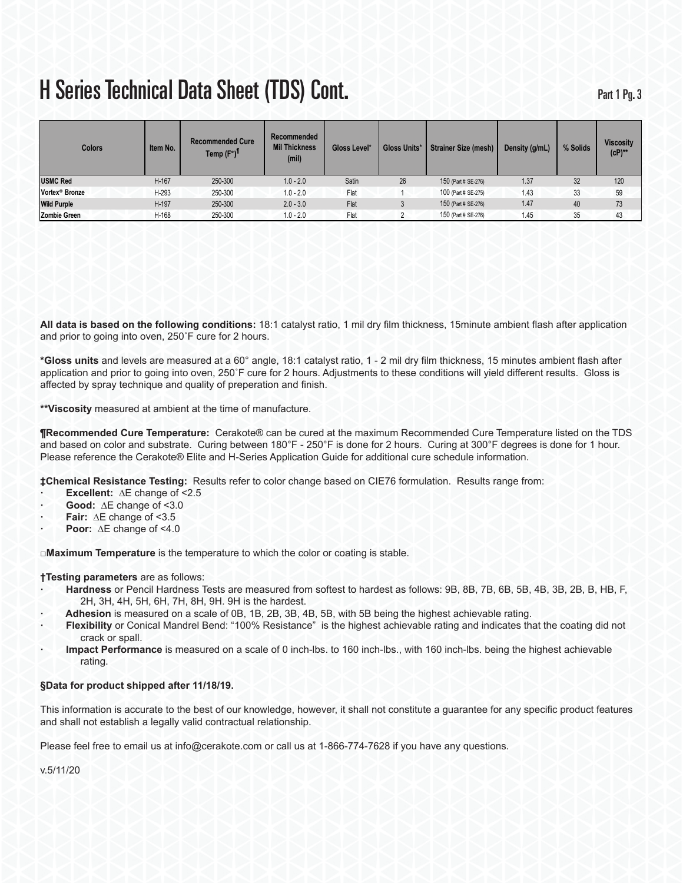# H Series Technical Data Sheet (TDS) Cont.

| Colors | Item No. | Recommended Cure Temp (F°)¶ | Recommended Mil Thickness (mil) | Gloss Level* | Gloss Units* | Strainer Size (mesh) | Density (g/mL) | % Solids | Viscosity (cP)** |
|---|---|---|---|---|---|---|---|---|---|
| **USMC Red** | H-167 | 250-300 | 1.0 - 2.0 | Satin | 26 | 150 (Part # SE-276) | 1.37 | 32 | 120 |
| **Vortex® Bronze** | H-293 | 250-300 | 1.0 - 2.0 | Flat | 1 | 100 (Part # SE-275) | 1.43 | 33 | 59 |
| **Wild Purple** | H-197 | 250-300 | 2.0 - 3.0 | Flat | 3 | 150 (Part # SE-276) | 1.47 | 40 | 73 |
| **Zombie Green** | H-168 | 250-300 | 1.0 - 2.0 | Flat | 2 | 150 (Part # SE-276) | 1.45 | 35 | 43 |

**All data is based on the following conditions:** 18:1 catalyst ratio, 1 mil dry film thickness, 15minute ambient flash after application and prior to going into oven, 250˚F cure for 2 hours.

***Gloss units** and levels are measured at a 60° angle, 18:1 catalyst ratio, 1 - 2 mil dry film thickness, 15 minutes ambient flash after application and prior to going into oven, 250˚F cure for 2 hours. Adjustments to these conditions will yield different results. Gloss is affected by spray technique and quality of preperation and finish.

****Viscosity** measured at ambient at the time of manufacture.

**¶Recommended Cure Temperature:** Cerakote® can be cured at the maximum Recommended Cure Temperature listed on the TDS and based on color and substrate. Curing between 180°F - 250°F is done for 2 hours. Curing at 300°F degrees is done for 1 hour. Please reference the Cerakote® Elite and H-Series Application Guide for additional cure schedule information.

**‡Chemical Resistance Testing:** Results refer to color change based on CIE76 formulation. Results range from:

- **Excellent:** ∆E change of <2.5
- **Good:** ∆E change of <3.0
- **Fair:** ∆E change of <3.5
- **Poor:** ∆E change of <4.0

□**Maximum Temperature** is the temperature to which the color or coating is stable.

**†Testing parameters** are as follows:

- **Hardness** or Pencil Hardness Tests are measured from softest to hardest as follows: 9B, 8B, 7B, 6B, 5B, 4B, 3B, 2B, B, HB, F, 2H, 3H, 4H, 5H, 6H, 7H, 8H, 9H. 9H is the hardest.
- **Adhesion** is measured on a scale of 0B, 1B, 2B, 3B, 4B, 5B, with 5B being the highest achievable rating.
- **Flexibility** or Conical Mandrel Bend: "100% Resistance" is the highest achievable rating and indicates that the coating did not crack or spall.
- **Impact Performance** is measured on a scale of 0 inch-lbs. to 160 inch-lbs., with 160 inch-lbs. being the highest achievable rating.

**§Data for product shipped after 11/18/19.**

This information is accurate to the best of our knowledge, however, it shall not constitute a guarantee for any specific product features and shall not establish a legally valid contractual relationship.

Please feel free to email us at info@cerakote.com or call us at 1-866-774-7628 if you have any questions.

v.5/11/20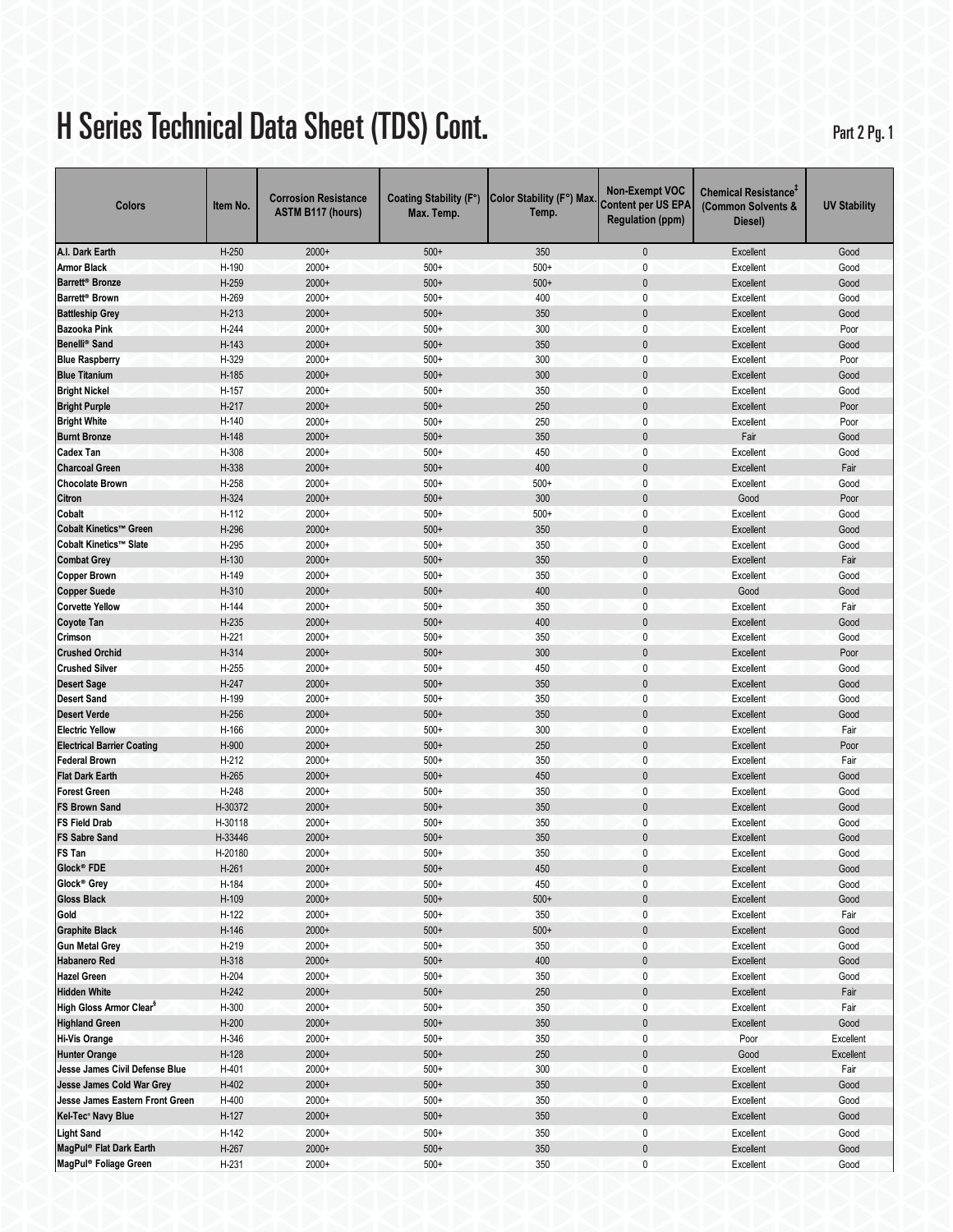# H Series Technical Data Sheet (TDS) Cont.

Part 2 Pg. 1

| Colors | Item No. | Corrosion Resistance ASTM B117 (hours) | Coating Stability (F°) Max. Temp. | Color Stability (F°) Max. Temp. | Non-Exempt VOC Content per US EPA Regulation (ppm) | Chemical Resistance‡ (Common Solvents & Diesel) | UV Stability |
|---|---|---|---|---|---|---|---|
| **A.I. Dark Earth** | H-250 | 2000+ | 500+ | 350 | 0 | Excellent | Good |
| **Armor Black** | H-190 | 2000+ | 500+ | 500+ | 0 | Excellent | Good |
| **Barrett® Bronze** | H-259 | 2000+ | 500+ | 500+ | 0 | Excellent | Good |
| **Barrett® Brown** | H-269 | 2000+ | 500+ | 400 | 0 | Excellent | Good |
| **Battleship Grey** | H-213 | 2000+ | 500+ | 350 | 0 | Excellent | Good |
| **Bazooka Pink** | H-244 | 2000+ | 500+ | 300 | 0 | Excellent | Poor |
| **Benelli® Sand** | H-143 | 2000+ | 500+ | 350 | 0 | Excellent | Good |
| **Blue Raspberry** | H-329 | 2000+ | 500+ | 300 | 0 | Excellent | Poor |
| **Blue Titanium** | H-185 | 2000+ | 500+ | 300 | 0 | Excellent | Good |
| **Bright Nickel** | H-157 | 2000+ | 500+ | 350 | 0 | Excellent | Good |
| **Bright Purple** | H-217 | 2000+ | 500+ | 250 | 0 | Excellent | Poor |
| **Bright White** | H-140 | 2000+ | 500+ | 250 | 0 | Excellent | Poor |
| **Burnt Bronze** | H-148 | 2000+ | 500+ | 350 | 0 | Fair | Good |
| **Cadex Tan** | H-308 | 2000+ | 500+ | 450 | 0 | Excellent | Good |
| **Charcoal Green** | H-338 | 2000+ | 500+ | 400 | 0 | Excellent | Fair |
| **Chocolate Brown** | H-258 | 2000+ | 500+ | 500+ | 0 | Excellent | Good |
| **Citron** | H-324 | 2000+ | 500+ | 300 | 0 | Good | Poor |
| **Cobalt** | H-112 | 2000+ | 500+ | 500+ | 0 | Excellent | Good |
| **Cobalt Kinetics™ Green** | H-296 | 2000+ | 500+ | 350 | 0 | Excellent | Good |
| **Cobalt Kinetics™ Slate** | H-295 | 2000+ | 500+ | 350 | 0 | Excellent | Good |
| **Combat Grey** | H-130 | 2000+ | 500+ | 350 | 0 | Excellent | Fair |
| **Copper Brown** | H-149 | 2000+ | 500+ | 350 | 0 | Excellent | Good |
| **Copper Suede** | H-310 | 2000+ | 500+ | 400 | 0 | Good | Good |
| **Corvette Yellow** | H-144 | 2000+ | 500+ | 350 | 0 | Excellent | Fair |
| **Coyote Tan** | H-235 | 2000+ | 500+ | 400 | 0 | Excellent | Good |
| **Crimson** | H-221 | 2000+ | 500+ | 350 | 0 | Excellent | Good |
| **Crushed Orchid** | H-314 | 2000+ | 500+ | 300 | 0 | Excellent | Poor |
| **Crushed Silver** | H-255 | 2000+ | 500+ | 450 | 0 | Excellent | Good |
| **Desert Sage** | H-247 | 2000+ | 500+ | 350 | 0 | Excellent | Good |
| **Desert Sand** | H-199 | 2000+ | 500+ | 350 | 0 | Excellent | Good |
| **Desert Verde** | H-256 | 2000+ | 500+ | 350 | 0 | Excellent | Good |
| **Electric Yellow** | H-166 | 2000+ | 500+ | 300 | 0 | Excellent | Fair |
| **Electrical Barrier Coating** | H-900 | 2000+ | 500+ | 250 | 0 | Excellent | Poor |
| **Federal Brown** | H-212 | 2000+ | 500+ | 350 | 0 | Excellent | Fair |
| **Flat Dark Earth** | H-265 | 2000+ | 500+ | 450 | 0 | Excellent | Good |
| **Forest Green** | H-248 | 2000+ | 500+ | 350 | 0 | Excellent | Good |
| **FS Brown Sand** | H-30372 | 2000+ | 500+ | 350 | 0 | Excellent | Good |
| **FS Field Drab** | H-30118 | 2000+ | 500+ | 350 | 0 | Excellent | Good |
| **FS Sabre Sand** | H-33446 | 2000+ | 500+ | 350 | 0 | Excellent | Good |
| **FS Tan** | H-20180 | 2000+ | 500+ | 350 | 0 | Excellent | Good |
| **Glock® FDE** | H-261 | 2000+ | 500+ | 450 | 0 | Excellent | Good |
| **Glock® Grey** | H-184 | 2000+ | 500+ | 450 | 0 | Excellent | Good |
| **Gloss Black** | H-109 | 2000+ | 500+ | 500+ | 0 | Excellent | Good |
| **Gold** | H-122 | 2000+ | 500+ | 350 | 0 | Excellent | Fair |
| **Graphite Black** | H-146 | 2000+ | 500+ | 500+ | 0 | Excellent | Good |
| **Gun Metal Grey** | H-219 | 2000+ | 500+ | 350 | 0 | Excellent | Good |
| **Habanero Red** | H-318 | 2000+ | 500+ | 400 | 0 | Excellent | Good |
| **Hazel Green** | H-204 | 2000+ | 500+ | 350 | 0 | Excellent | Good |
| **Hidden White** | H-242 | 2000+ | 500+ | 250 | 0 | Excellent | Fair |
| **High Gloss Armor Clear§** | H-300 | 2000+ | 500+ | 350 | 0 | Excellent | Fair |
| **Highland Green** | H-200 | 2000+ | 500+ | 350 | 0 | Excellent | Good |
| **Hi-Vis Orange** | H-346 | 2000+ | 500+ | 350 | 0 | Poor | Excellent |
| **Hunter Orange** | H-128 | 2000+ | 500+ | 250 | 0 | Good | Excellent |
| **Jesse James Civil Defense Blue** | H-401 | 2000+ | 500+ | 300 | 0 | Excellent | Fair |
| **Jesse James Cold War Grey** | H-402 | 2000+ | 500+ | 350 | 0 | Excellent | Good |
| **Jesse James Eastern Front Green** | H-400 | 2000+ | 500+ | 350 | 0 | Excellent | Good |
| **Kel-Tec® Navy Blue** | H-127 | 2000+ | 500+ | 350 | 0 | Excellent | Good |
| **Light Sand** | H-142 | 2000+ | 500+ | 350 | 0 | Excellent | Good |
| **MagPul® Flat Dark Earth** | H-267 | 2000+ | 500+ | 350 | 0 | Excellent | Good |
| **MagPul® Foliage Green** | H-231 | 2000+ | 500+ | 350 | 0 | Excellent | Good |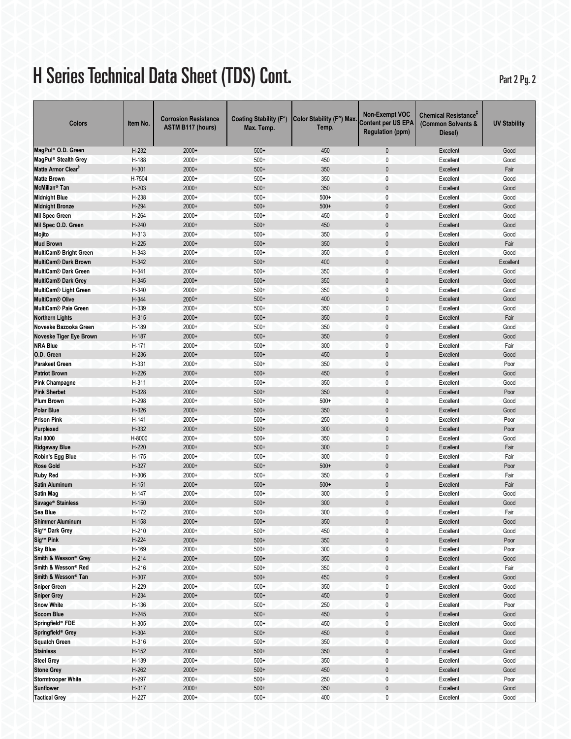# H Series Technical Data Sheet (TDS) Cont.

Part 2 Pg. 2

| Colors | Item No. | Corrosion Resistance ASTM B117 (hours) | Coating Stability (F°) Max. Temp. | Color Stability (F°) Max. Temp. | Non-Exempt VOC Content per US EPA Regulation (ppm) | Chemical Resistance[‡] (Common Solvents & Diesel) | UV Stability |
|---|---|---|---|---|---|---|---|
| **MagPul® O.D. Green** | H-232 | 2000+ | 500+ | 450 | 0 | Excellent | Good |
| **MagPul® Stealth Grey** | H-188 | 2000+ | 500+ | 450 | 0 | Excellent | Good |
| **Matte Armor Clear[§]** | H-301 | 2000+ | 500+ | 350 | 0 | Excellent | Fair |
| **Matte Brown** | H-7504 | 2000+ | 500+ | 350 | 0 | Excellent | Good |
| **McMillan® Tan** | H-203 | 2000+ | 500+ | 350 | 0 | Excellent | Good |
| **Midnight Blue** | H-238 | 2000+ | 500+ | 500+ | 0 | Excellent | Good |
| **Midnight Bronze** | H-294 | 2000+ | 500+ | 500+ | 0 | Excellent | Good |
| **Mil Spec Green** | H-264 | 2000+ | 500+ | 450 | 0 | Excellent | Good |
| **Mil Spec O.D. Green** | H-240 | 2000+ | 500+ | 450 | 0 | Excellent | Good |
| **Mojito** | H-313 | 2000+ | 500+ | 350 | 0 | Excellent | Good |
| **Mud Brown** | H-225 | 2000+ | 500+ | 350 | 0 | Excellent | Fair |
| **MultiCam® Bright Green** | H-343 | 2000+ | 500+ | 350 | 0 | Excellent | Good |
| **MultiCam® Dark Brown** | H-342 | 2000+ | 500+ | 400 | 0 | Excellent | Excellent |
| **MultiCam® Dark Green** | H-341 | 2000+ | 500+ | 350 | 0 | Excellent | Good |
| **MultiCam® Dark Grey** | H-345 | 2000+ | 500+ | 350 | 0 | Excellent | Good |
| **MultiCam® Light Green** | H-340 | 2000+ | 500+ | 350 | 0 | Excellent | Good |
| **MultiCam® Olive** | H-344 | 2000+ | 500+ | 400 | 0 | Excellent | Good |
| **MultiCam® Pale Green** | H-339 | 2000+ | 500+ | 350 | 0 | Excellent | Good |
| **Northern Lights** | H-315 | 2000+ | 500+ | 350 | 0 | Excellent | Fair |
| **Noveske Bazooka Green** | H-189 | 2000+ | 500+ | 350 | 0 | Excellent | Good |
| **Noveske Tiger Eye Brown** | H-187 | 2000+ | 500+ | 350 | 0 | Excellent | Good |
| **NRA Blue** | H-171 | 2000+ | 500+ | 300 | 0 | Excellent | Fair |
| **O.D. Green** | H-236 | 2000+ | 500+ | 450 | 0 | Excellent | Good |
| **Parakeet Green** | H-331 | 2000+ | 500+ | 350 | 0 | Excellent | Poor |
| **Patriot Brown** | H-226 | 2000+ | 500+ | 450 | 0 | Excellent | Good |
| **Pink Champagne** | H-311 | 2000+ | 500+ | 350 | 0 | Excellent | Good |
| **Pink Sherbet** | H-328 | 2000+ | 500+ | 350 | 0 | Excellent | Poor |
| **Plum Brown** | H-298 | 2000+ | 500+ | 500+ | 0 | Excellent | Good |
| **Polar Blue** | H-326 | 2000+ | 500+ | 350 | 0 | Excellent | Good |
| **Prison Pink** | H-141 | 2000+ | 500+ | 250 | 0 | Excellent | Poor |
| **Purplexed** | H-332 | 2000+ | 500+ | 300 | 0 | Excellent | Poor |
| **Ral 8000** | H-8000 | 2000+ | 500+ | 350 | 0 | Excellent | Good |
| **Ridgeway Blue** | H-220 | 2000+ | 500+ | 300 | 0 | Excellent | Fair |
| **Robin's Egg Blue** | H-175 | 2000+ | 500+ | 300 | 0 | Excellent | Fair |
| **Rose Gold** | H-327 | 2000+ | 500+ | 500+ | 0 | Excellent | Poor |
| **Ruby Red** | H-306 | 2000+ | 500+ | 350 | 0 | Excellent | Fair |
| **Satin Aluminum** | H-151 | 2000+ | 500+ | 500+ | 0 | Excellent | Fair |
| **Satin Mag** | H-147 | 2000+ | 500+ | 300 | 0 | Excellent | Good |
| **Savage® Stainless** | H-150 | 2000+ | 500+ | 300 | 0 | Excellent | Good |
| **Sea Blue** | H-172 | 2000+ | 500+ | 300 | 0 | Excellent | Fair |
| **Shimmer Aluminum** | H-158 | 2000+ | 500+ | 350 | 0 | Excellent | Good |
| **Sig™ Dark Grey** | H-210 | 2000+ | 500+ | 450 | 0 | Excellent | Good |
| **Sig™ Pink** | H-224 | 2000+ | 500+ | 350 | 0 | Excellent | Poor |
| **Sky Blue** | H-169 | 2000+ | 500+ | 300 | 0 | Excellent | Poor |
| **Smith & Wesson® Grey** | H-214 | 2000+ | 500+ | 350 | 0 | Excellent | Good |
| **Smith & Wesson® Red** | H-216 | 2000+ | 500+ | 350 | 0 | Excellent | Fair |
| **Smith & Wesson® Tan** | H-307 | 2000+ | 500+ | 450 | 0 | Excellent | Good |
| **Sniper Green** | H-229 | 2000+ | 500+ | 350 | 0 | Excellent | Good |
| **Sniper Grey** | H-234 | 2000+ | 500+ | 450 | 0 | Excellent | Good |
| **Snow White** | H-136 | 2000+ | 500+ | 250 | 0 | Excellent | Poor |
| **Socom Blue** | H-245 | 2000+ | 500+ | 450 | 0 | Excellent | Good |
| **Springfield® FDE** | H-305 | 2000+ | 500+ | 450 | 0 | Excellent | Good |
| **Springfield® Grey** | H-304 | 2000+ | 500+ | 450 | 0 | Excellent | Good |
| **Squatch Green** | H-316 | 2000+ | 500+ | 350 | 0 | Excellent | Good |
| **Stainless** | H-152 | 2000+ | 500+ | 350 | 0 | Excellent | Good |
| **Steel Grey** | H-139 | 2000+ | 500+ | 350 | 0 | Excellent | Good |
| **Stone Grey** | H-262 | 2000+ | 500+ | 450 | 0 | Excellent | Good |
| **Stormtrooper White** | H-297 | 2000+ | 500+ | 250 | 0 | Excellent | Poor |
| **Sunflower** | H-317 | 2000+ | 500+ | 350 | 0 | Excellent | Good |
| **Tactical Grey** | H-227 | 2000+ | 500+ | 400 | 0 | Excellent | Good |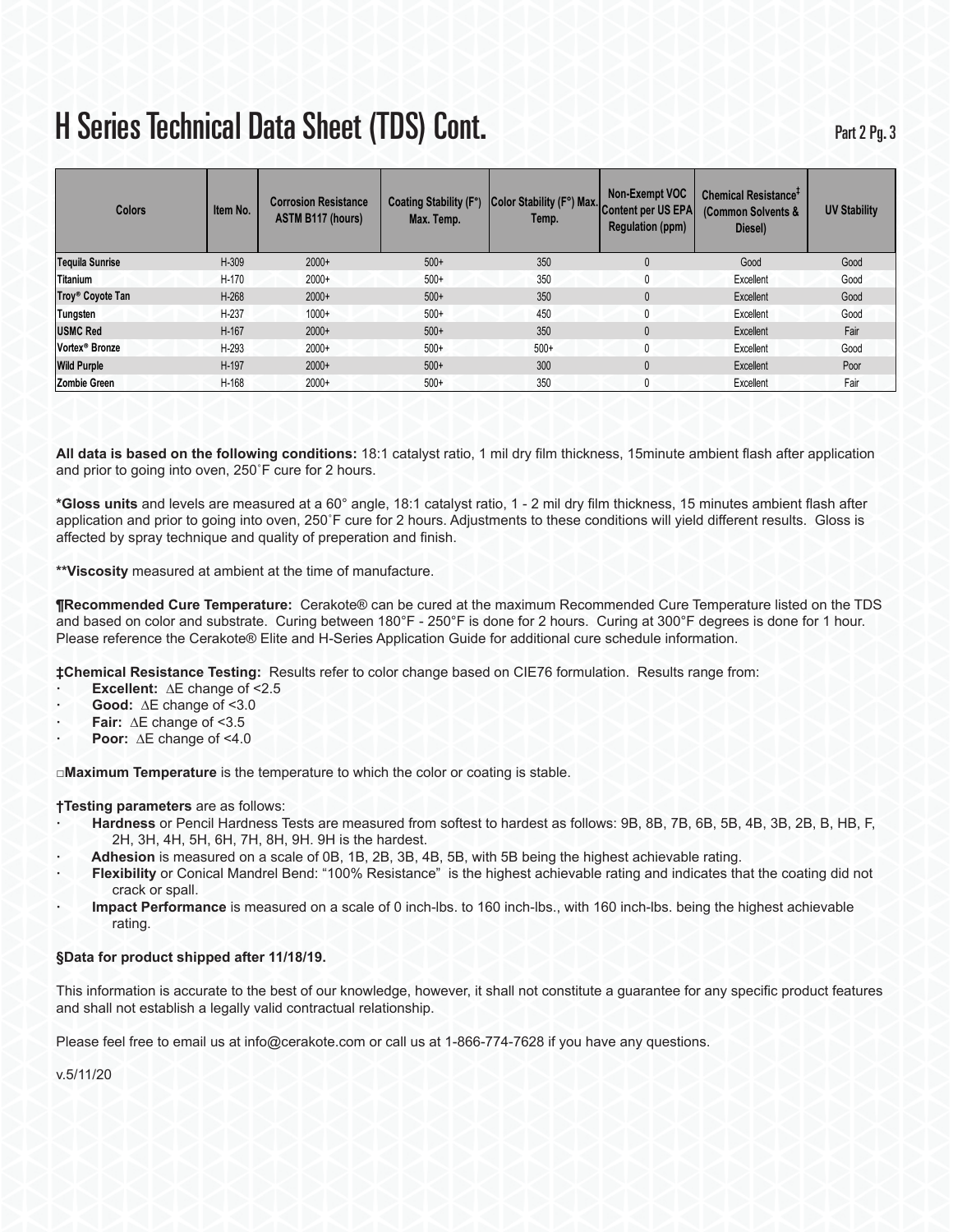# H Series Technical Data Sheet (TDS) Cont.

| Colors | Item No. | Corrosion Resistance ASTM B117 (hours) | Coating Stability (F°) Max. Temp. | Color Stability (F°) Max. Temp. | Non-Exempt VOC Content per US EPA Regulation (ppm) | Chemical Resistance‡ (Common Solvents & Diesel) | UV Stability |
|---|---|---|---|---|---|---|---|
| **Tequila Sunrise** | H-309 | 2000+ | 500+ | 350 | 0 | Good | Good |
| **Titanium** | H-170 | 2000+ | 500+ | 350 | 0 | Excellent | Good |
| **Troy® Coyote Tan** | H-268 | 2000+ | 500+ | 350 | 0 | Excellent | Good |
| **Tungsten** | H-237 | 1000+ | 500+ | 450 | 0 | Excellent | Good |
| **USMC Red** | H-167 | 2000+ | 500+ | 350 | 0 | Excellent | Fair |
| **Vortex® Bronze** | H-293 | 2000+ | 500+ | 500+ | 0 | Excellent | Good |
| **Wild Purple** | H-197 | 2000+ | 500+ | 300 | 0 | Excellent | Poor |
| **Zombie Green** | H-168 | 2000+ | 500+ | 350 | 0 | Excellent | Fair |

**All data is based on the following conditions:** 18:1 catalyst ratio, 1 mil dry film thickness, 15minute ambient flash after application and prior to going into oven, 250˚F cure for 2 hours.

***Gloss units** and levels are measured at a 60° angle, 18:1 catalyst ratio, 1 - 2 mil dry film thickness, 15 minutes ambient flash after application and prior to going into oven, 250˚F cure for 2 hours. Adjustments to these conditions will yield different results. Gloss is affected by spray technique and quality of preperation and finish.

****Viscosity** measured at ambient at the time of manufacture.

**¶Recommended Cure Temperature:** Cerakote® can be cured at the maximum Recommended Cure Temperature listed on the TDS and based on color and substrate. Curing between 180°F - 250°F is done for 2 hours. Curing at 300°F degrees is done for 1 hour. Please reference the Cerakote® Elite and H-Series Application Guide for additional cure schedule information.

**‡Chemical Resistance Testing:** Results refer to color change based on CIE76 formulation. Results range from:

- **Excellent:** $\Delta E$ change of <2.5
- **Good:** $\Delta E$ change of <3.0
- **Fair:** $\Delta E$ change of <3.5
- **Poor:** $\Delta E$ change of <4.0

□**Maximum Temperature** is the temperature to which the color or coating is stable.

**†Testing parameters** are as follows:

- **Hardness** or Pencil Hardness Tests are measured from softest to hardest as follows: 9B, 8B, 7B, 6B, 5B, 4B, 3B, 2B, B, HB, F, 2H, 3H, 4H, 5H, 6H, 7H, 8H, 9H. 9H is the hardest.
- **Adhesion** is measured on a scale of 0B, 1B, 2B, 3B, 4B, 5B, with 5B being the highest achievable rating.
- **Flexibility** or Conical Mandrel Bend: "100% Resistance" is the highest achievable rating and indicates that the coating did not crack or spall.
- **Impact Performance** is measured on a scale of 0 inch-lbs. to 160 inch-lbs., with 160 inch-lbs. being the highest achievable rating.

**§Data for product shipped after 11/18/19.**

This information is accurate to the best of our knowledge, however, it shall not constitute a guarantee for any specific product features and shall not establish a legally valid contractual relationship.

Please feel free to email us at info@cerakote.com or call us at 1-866-774-7628 if you have any questions.

v.5/11/20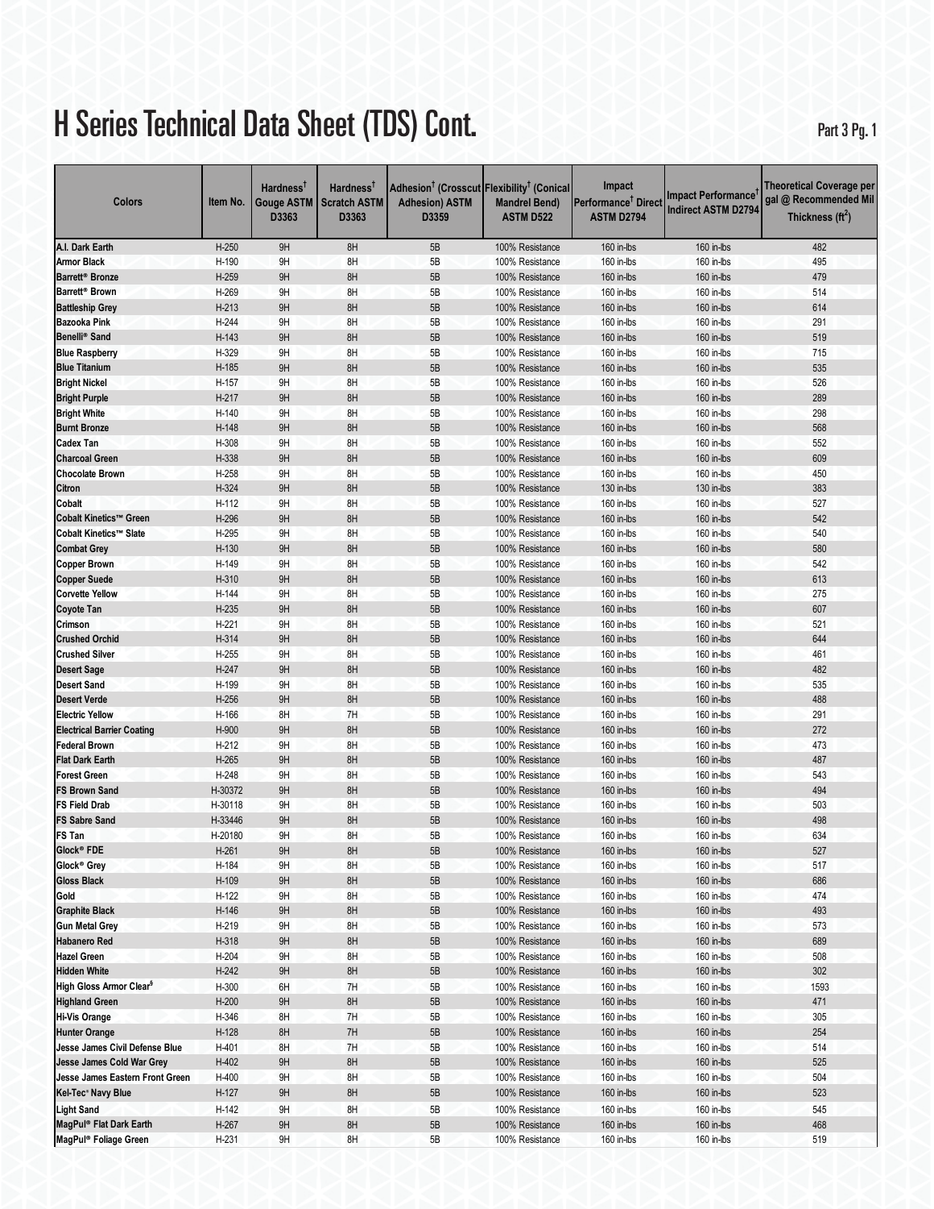# H Series Technical Data Sheet (TDS) Cont.

Part 3 Pg. 1

| Colors | Item No. | Hardness[†] Gouge ASTM D3363 | Hardness[†] Scratch ASTM D3363 | Adhesion[†] (Crosscut Adhesion) ASTM D3359 | Flexibility[†] (Conical Mandrel Bend) ASTM D522 | Impact Performance[†] Direct ASTM D2794 | Impact Performance[†] Indirect ASTM D2794 | Theoretical Coverage per gal @ Recommended Mil Thickness ($ft^2$) |
|---|---|---|---|---|---|---|---|---|
| **A.I. Dark Earth** | H-250 | 9H | 8H | 5B | 100% Resistance | 160 in-lbs | 160 in-lbs | 482 |
| **Armor Black** | H-190 | 9H | 8H | 5B | 100% Resistance | 160 in-lbs | 160 in-lbs | 495 |
| **Barrett® Bronze** | H-259 | 9H | 8H | 5B | 100% Resistance | 160 in-lbs | 160 in-lbs | 479 |
| **Barrett® Brown** | H-269 | 9H | 8H | 5B | 100% Resistance | 160 in-lbs | 160 in-lbs | 514 |
| **Battleship Grey** | H-213 | 9H | 8H | 5B | 100% Resistance | 160 in-lbs | 160 in-lbs | 614 |
| **Bazooka Pink** | H-244 | 9H | 8H | 5B | 100% Resistance | 160 in-lbs | 160 in-lbs | 291 |
| **Benelli® Sand** | H-143 | 9H | 8H | 5B | 100% Resistance | 160 in-lbs | 160 in-lbs | 519 |
| **Blue Raspberry** | H-329 | 9H | 8H | 5B | 100% Resistance | 160 in-lbs | 160 in-lbs | 715 |
| **Blue Titanium** | H-185 | 9H | 8H | 5B | 100% Resistance | 160 in-lbs | 160 in-lbs | 535 |
| **Bright Nickel** | H-157 | 9H | 8H | 5B | 100% Resistance | 160 in-lbs | 160 in-lbs | 526 |
| **Bright Purple** | H-217 | 9H | 8H | 5B | 100% Resistance | 160 in-lbs | 160 in-lbs | 289 |
| **Bright White** | H-140 | 9H | 8H | 5B | 100% Resistance | 160 in-lbs | 160 in-lbs | 298 |
| **Burnt Bronze** | H-148 | 9H | 8H | 5B | 100% Resistance | 160 in-lbs | 160 in-lbs | 568 |
| **Cadex Tan** | H-308 | 9H | 8H | 5B | 100% Resistance | 160 in-lbs | 160 in-lbs | 552 |
| **Charcoal Green** | H-338 | 9H | 8H | 5B | 100% Resistance | 160 in-lbs | 160 in-lbs | 609 |
| **Chocolate Brown** | H-258 | 9H | 8H | 5B | 100% Resistance | 160 in-lbs | 160 in-lbs | 450 |
| **Citron** | H-324 | 9H | 8H | 5B | 100% Resistance | 130 in-lbs | 130 in-lbs | 383 |
| **Cobalt** | H-112 | 9H | 8H | 5B | 100% Resistance | 160 in-lbs | 160 in-lbs | 527 |
| **Cobalt Kinetics™ Green** | H-296 | 9H | 8H | 5B | 100% Resistance | 160 in-lbs | 160 in-lbs | 542 |
| **Cobalt Kinetics™ Slate** | H-295 | 9H | 8H | 5B | 100% Resistance | 160 in-lbs | 160 in-lbs | 540 |
| **Combat Grey** | H-130 | 9H | 8H | 5B | 100% Resistance | 160 in-lbs | 160 in-lbs | 580 |
| **Copper Brown** | H-149 | 9H | 8H | 5B | 100% Resistance | 160 in-lbs | 160 in-lbs | 542 |
| **Copper Suede** | H-310 | 9H | 8H | 5B | 100% Resistance | 160 in-lbs | 160 in-lbs | 613 |
| **Corvette Yellow** | H-144 | 9H | 8H | 5B | 100% Resistance | 160 in-lbs | 160 in-lbs | 275 |
| **Coyote Tan** | H-235 | 9H | 8H | 5B | 100% Resistance | 160 in-lbs | 160 in-lbs | 607 |
| **Crimson** | H-221 | 9H | 8H | 5B | 100% Resistance | 160 in-lbs | 160 in-lbs | 521 |
| **Crushed Orchid** | H-314 | 9H | 8H | 5B | 100% Resistance | 160 in-lbs | 160 in-lbs | 644 |
| **Crushed Silver** | H-255 | 9H | 8H | 5B | 100% Resistance | 160 in-lbs | 160 in-lbs | 461 |
| **Desert Sage** | H-247 | 9H | 8H | 5B | 100% Resistance | 160 in-lbs | 160 in-lbs | 482 |
| **Desert Sand** | H-199 | 9H | 8H | 5B | 100% Resistance | 160 in-lbs | 160 in-lbs | 535 |
| **Desert Verde** | H-256 | 9H | 8H | 5B | 100% Resistance | 160 in-lbs | 160 in-lbs | 488 |
| **Electric Yellow** | H-166 | 8H | 7H | 5B | 100% Resistance | 160 in-lbs | 160 in-lbs | 291 |
| **Electrical Barrier Coating** | H-900 | 9H | 8H | 5B | 100% Resistance | 160 in-lbs | 160 in-lbs | 272 |
| **Federal Brown** | H-212 | 9H | 8H | 5B | 100% Resistance | 160 in-lbs | 160 in-lbs | 473 |
| **Flat Dark Earth** | H-265 | 9H | 8H | 5B | 100% Resistance | 160 in-lbs | 160 in-lbs | 487 |
| **Forest Green** | H-248 | 9H | 8H | 5B | 100% Resistance | 160 in-lbs | 160 in-lbs | 543 |
| **FS Brown Sand** | H-30372 | 9H | 8H | 5B | 100% Resistance | 160 in-lbs | 160 in-lbs | 494 |
| **FS Field Drab** | H-30118 | 9H | 8H | 5B | 100% Resistance | 160 in-lbs | 160 in-lbs | 503 |
| **FS Sabre Sand** | H-33446 | 9H | 8H | 5B | 100% Resistance | 160 in-lbs | 160 in-lbs | 498 |
| **FS Tan** | H-20180 | 9H | 8H | 5B | 100% Resistance | 160 in-lbs | 160 in-lbs | 634 |
| **Glock® FDE** | H-261 | 9H | 8H | 5B | 100% Resistance | 160 in-lbs | 160 in-lbs | 527 |
| **Glock® Grey** | H-184 | 9H | 8H | 5B | 100% Resistance | 160 in-lbs | 160 in-lbs | 517 |
| **Gloss Black** | H-109 | 9H | 8H | 5B | 100% Resistance | 160 in-lbs | 160 in-lbs | 686 |
| **Gold** | H-122 | 9H | 8H | 5B | 100% Resistance | 160 in-lbs | 160 in-lbs | 474 |
| **Graphite Black** | H-146 | 9H | 8H | 5B | 100% Resistance | 160 in-lbs | 160 in-lbs | 493 |
| **Gun Metal Grey** | H-219 | 9H | 8H | 5B | 100% Resistance | 160 in-lbs | 160 in-lbs | 573 |
| **Habanero Red** | H-318 | 9H | 8H | 5B | 100% Resistance | 160 in-lbs | 160 in-lbs | 689 |
| **Hazel Green** | H-204 | 9H | 8H | 5B | 100% Resistance | 160 in-lbs | 160 in-lbs | 508 |
| **Hidden White** | H-242 | 9H | 8H | 5B | 100% Resistance | 160 in-lbs | 160 in-lbs | 302 |
| **High Gloss Armor Clear[§]** | H-300 | 6H | 7H | 5B | 100% Resistance | 160 in-lbs | 160 in-lbs | 1593 |
| **Highland Green** | H-200 | 9H | 8H | 5B | 100% Resistance | 160 in-lbs | 160 in-lbs | 471 |
| **Hi-Vis Orange** | H-346 | 8H | 7H | 5B | 100% Resistance | 160 in-lbs | 160 in-lbs | 305 |
| **Hunter Orange** | H-128 | 8H | 7H | 5B | 100% Resistance | 160 in-lbs | 160 in-lbs | 254 |
| **Jesse James Civil Defense Blue** | H-401 | 8H | 7H | 5B | 100% Resistance | 160 in-lbs | 160 in-lbs | 514 |
| **Jesse James Cold War Grey** | H-402 | 9H | 8H | 5B | 100% Resistance | 160 in-lbs | 160 in-lbs | 525 |
| **Jesse James Eastern Front Green** | H-400 | 9H | 8H | 5B | 100% Resistance | 160 in-lbs | 160 in-lbs | 504 |
| **Kel-Tec® Navy Blue** | H-127 | 9H | 8H | 5B | 100% Resistance | 160 in-lbs | 160 in-lbs | 523 |
| **Light Sand** | H-142 | 9H | 8H | 5B | 100% Resistance | 160 in-lbs | 160 in-lbs | 545 |
| **MagPul® Flat Dark Earth** | H-267 | 9H | 8H | 5B | 100% Resistance | 160 in-lbs | 160 in-lbs | 468 |
| **MagPul® Foliage Green** | H-231 | 9H | 8H | 5B | 100% Resistance | 160 in-lbs | 160 in-lbs | 519 |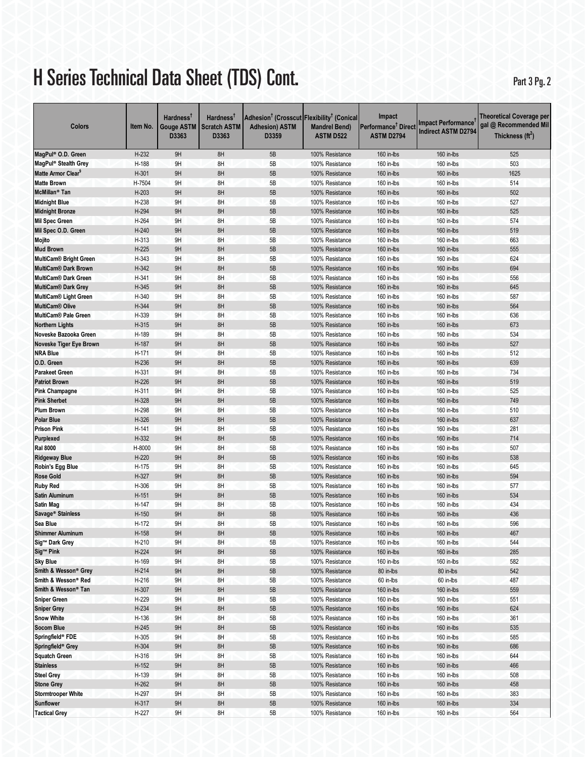# H Series Technical Data Sheet (TDS) Cont.

| Colors | Item No. | Hardness[†] Gouge ASTM D3363 | Hardness[†] Scratch ASTM D3363 | Adhesion[†] (Crosscut Adhesion) ASTM D3359 | Flexibility[†] (Conical Mandrel Bend) ASTM D522 | Impact Performance[†] Direct ASTM D2794 | Impact Performance[†] Indirect ASTM D2794 | Theoretical Coverage per gal @ Recommended Mil Thickness ($ft^2$) |
|---|---|---|---|---|---|---|---|---|
| **MagPul® O.D. Green** | H-232 | 9H | 8H | 5B | 100% Resistance | 160 in-lbs | 160 in-lbs | 525 |
| **MagPul® Stealth Grey** | H-188 | 9H | 8H | 5B | 100% Resistance | 160 in-lbs | 160 in-lbs | 503 |
| **Matte Armor Clear[§]** | H-301 | 9H | 8H | 5B | 100% Resistance | 160 in-lbs | 160 in-lbs | 1625 |
| **Matte Brown** | H-7504 | 9H | 8H | 5B | 100% Resistance | 160 in-lbs | 160 in-lbs | 514 |
| **McMillan® Tan** | H-203 | 9H | 8H | 5B | 100% Resistance | 160 in-lbs | 160 in-lbs | 502 |
| **Midnight Blue** | H-238 | 9H | 8H | 5B | 100% Resistance | 160 in-lbs | 160 in-lbs | 527 |
| **Midnight Bronze** | H-294 | 9H | 8H | 5B | 100% Resistance | 160 in-lbs | 160 in-lbs | 525 |
| **Mil Spec Green** | H-264 | 9H | 8H | 5B | 100% Resistance | 160 in-lbs | 160 in-lbs | 574 |
| **Mil Spec O.D. Green** | H-240 | 9H | 8H | 5B | 100% Resistance | 160 in-lbs | 160 in-lbs | 519 |
| **Mojito** | H-313 | 9H | 8H | 5B | 100% Resistance | 160 in-lbs | 160 in-lbs | 663 |
| **Mud Brown** | H-225 | 9H | 8H | 5B | 100% Resistance | 160 in-lbs | 160 in-lbs | 555 |
| **MultiCam® Bright Green** | H-343 | 9H | 8H | 5B | 100% Resistance | 160 in-lbs | 160 in-lbs | 624 |
| **MultiCam® Dark Brown** | H-342 | 9H | 8H | 5B | 100% Resistance | 160 in-lbs | 160 in-lbs | 694 |
| **MultiCam® Dark Green** | H-341 | 9H | 8H | 5B | 100% Resistance | 160 in-lbs | 160 in-lbs | 556 |
| **MultiCam® Dark Grey** | H-345 | 9H | 8H | 5B | 100% Resistance | 160 in-lbs | 160 in-lbs | 645 |
| **MultiCam® Light Green** | H-340 | 9H | 8H | 5B | 100% Resistance | 160 in-lbs | 160 in-lbs | 587 |
| **MultiCam® Olive** | H-344 | 9H | 8H | 5B | 100% Resistance | 160 in-lbs | 160 in-lbs | 564 |
| **MultiCam® Pale Green** | H-339 | 9H | 8H | 5B | 100% Resistance | 160 in-lbs | 160 in-lbs | 636 |
| **Northern Lights** | H-315 | 9H | 8H | 5B | 100% Resistance | 160 in-lbs | 160 in-lbs | 673 |
| **Noveske Bazooka Green** | H-189 | 9H | 8H | 5B | 100% Resistance | 160 in-lbs | 160 in-lbs | 534 |
| **Noveske Tiger Eye Brown** | H-187 | 9H | 8H | 5B | 100% Resistance | 160 in-lbs | 160 in-lbs | 527 |
| **NRA Blue** | H-171 | 9H | 8H | 5B | 100% Resistance | 160 in-lbs | 160 in-lbs | 512 |
| **O.D. Green** | H-236 | 9H | 8H | 5B | 100% Resistance | 160 in-lbs | 160 in-lbs | 639 |
| **Parakeet Green** | H-331 | 9H | 8H | 5B | 100% Resistance | 160 in-lbs | 160 in-lbs | 734 |
| **Patriot Brown** | H-226 | 9H | 8H | 5B | 100% Resistance | 160 in-lbs | 160 in-lbs | 519 |
| **Pink Champagne** | H-311 | 9H | 8H | 5B | 100% Resistance | 160 in-lbs | 160 in-lbs | 525 |
| **Pink Sherbet** | H-328 | 9H | 8H | 5B | 100% Resistance | 160 in-lbs | 160 in-lbs | 749 |
| **Plum Brown** | H-298 | 9H | 8H | 5B | 100% Resistance | 160 in-lbs | 160 in-lbs | 510 |
| **Polar Blue** | H-326 | 9H | 8H | 5B | 100% Resistance | 160 in-lbs | 160 in-lbs | 637 |
| **Prison Pink** | H-141 | 9H | 8H | 5B | 100% Resistance | 160 in-lbs | 160 in-lbs | 281 |
| **Purplexed** | H-332 | 9H | 8H | 5B | 100% Resistance | 160 in-lbs | 160 in-lbs | 714 |
| **Ral 8000** | H-8000 | 9H | 8H | 5B | 100% Resistance | 160 in-lbs | 160 in-lbs | 507 |
| **Ridgeway Blue** | H-220 | 9H | 8H | 5B | 100% Resistance | 160 in-lbs | 160 in-lbs | 538 |
| **Robin's Egg Blue** | H-175 | 9H | 8H | 5B | 100% Resistance | 160 in-lbs | 160 in-lbs | 645 |
| **Rose Gold** | H-327 | 9H | 8H | 5B | 100% Resistance | 160 in-lbs | 160 in-lbs | 594 |
| **Ruby Red** | H-306 | 9H | 8H | 5B | 100% Resistance | 160 in-lbs | 160 in-lbs | 577 |
| **Satin Aluminum** | H-151 | 9H | 8H | 5B | 100% Resistance | 160 in-lbs | 160 in-lbs | 534 |
| **Satin Mag** | H-147 | 9H | 8H | 5B | 100% Resistance | 160 in-lbs | 160 in-lbs | 434 |
| **Savage® Stainless** | H-150 | 9H | 8H | 5B | 100% Resistance | 160 in-lbs | 160 in-lbs | 436 |
| **Sea Blue** | H-172 | 9H | 8H | 5B | 100% Resistance | 160 in-lbs | 160 in-lbs | 596 |
| **Shimmer Aluminum** | H-158 | 9H | 8H | 5B | 100% Resistance | 160 in-lbs | 160 in-lbs | 467 |
| **Sig™ Dark Grey** | H-210 | 9H | 8H | 5B | 100% Resistance | 160 in-lbs | 160 in-lbs | 544 |
| **Sig™ Pink** | H-224 | 9H | 8H | 5B | 100% Resistance | 160 in-lbs | 160 in-lbs | 285 |
| **Sky Blue** | H-169 | 9H | 8H | 5B | 100% Resistance | 160 in-lbs | 160 in-lbs | 582 |
| **Smith & Wesson® Grey** | H-214 | 9H | 8H | 5B | 100% Resistance | 80 in-lbs | 80 in-lbs | 542 |
| **Smith & Wesson® Red** | H-216 | 9H | 8H | 5B | 100% Resistance | 60 in-lbs | 60 in-lbs | 487 |
| **Smith & Wesson® Tan** | H-307 | 9H | 8H | 5B | 100% Resistance | 160 in-lbs | 160 in-lbs | 559 |
| **Sniper Green** | H-229 | 9H | 8H | 5B | 100% Resistance | 160 in-lbs | 160 in-lbs | 551 |
| **Sniper Grey** | H-234 | 9H | 8H | 5B | 100% Resistance | 160 in-lbs | 160 in-lbs | 624 |
| **Snow White** | H-136 | 9H | 8H | 5B | 100% Resistance | 160 in-lbs | 160 in-lbs | 361 |
| **Socom Blue** | H-245 | 9H | 8H | 5B | 100% Resistance | 160 in-lbs | 160 in-lbs | 535 |
| **Springfield® FDE** | H-305 | 9H | 8H | 5B | 100% Resistance | 160 in-lbs | 160 in-lbs | 585 |
| **Springfield® Grey** | H-304 | 9H | 8H | 5B | 100% Resistance | 160 in-lbs | 160 in-lbs | 686 |
| **Squatch Green** | H-316 | 9H | 8H | 5B | 100% Resistance | 160 in-lbs | 160 in-lbs | 644 |
| **Stainless** | H-152 | 9H | 8H | 5B | 100% Resistance | 160 in-lbs | 160 in-lbs | 466 |
| **Steel Grey** | H-139 | 9H | 8H | 5B | 100% Resistance | 160 in-lbs | 160 in-lbs | 508 |
| **Stone Grey** | H-262 | 9H | 8H | 5B | 100% Resistance | 160 in-lbs | 160 in-lbs | 458 |
| **Stormtrooper White** | H-297 | 9H | 8H | 5B | 100% Resistance | 160 in-lbs | 160 in-lbs | 383 |
| **Sunflower** | H-317 | 9H | 8H | 5B | 100% Resistance | 160 in-lbs | 160 in-lbs | 334 |
| **Tactical Grey** | H-227 | 9H | 8H | 5B | 100% Resistance | 160 in-lbs | 160 in-lbs | 564 |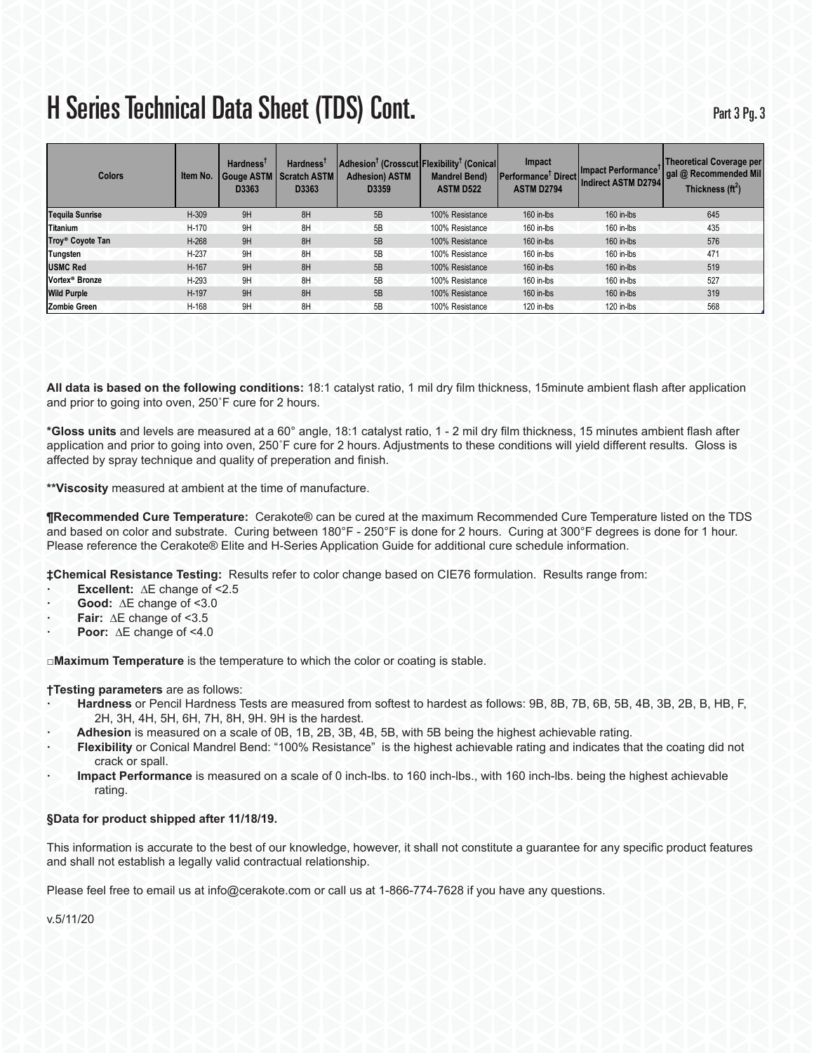# H Series Technical Data Sheet (TDS) Cont.

| Colors | Item No. | Hardness† Gouge ASTM D3363 | Hardness† Scratch ASTM D3363 | Adhesion† (Crosscut Adhesion) ASTM D3359 | Flexibility† (Conical Mandrel Bend) ASTM D522 | Impact Performance† Direct ASTM D2794 | Impact Performance† Indirect ASTM D2794 | Theoretical Coverage per gal @ Recommended Mil Thickness ($ft^2$) |
|---|---|---|---|---|---|---|---|---|
| Tequila Sunrise | H-309 | 9H | 8H | 5B | 100% Resistance | 160 in-lbs | 160 in-lbs | 645 |
| Titanium | H-170 | 9H | 8H | 5B | 100% Resistance | 160 in-lbs | 160 in-lbs | 435 |
| Troy® Coyote Tan | H-268 | 9H | 8H | 5B | 100% Resistance | 160 in-lbs | 160 in-lbs | 576 |
| Tungsten | H-237 | 9H | 8H | 5B | 100% Resistance | 160 in-lbs | 160 in-lbs | 471 |
| USMC Red | H-167 | 9H | 8H | 5B | 100% Resistance | 160 in-lbs | 160 in-lbs | 519 |
| Vortex® Bronze | H-293 | 9H | 8H | 5B | 100% Resistance | 160 in-lbs | 160 in-lbs | 527 |
| Wild Purple | H-197 | 9H | 8H | 5B | 100% Resistance | 160 in-lbs | 160 in-lbs | 319 |
| Zombie Green | H-168 | 9H | 8H | 5B | 100% Resistance | 120 in-lbs | 120 in-lbs | 568 |

**All data is based on the following conditions:** 18:1 catalyst ratio, 1 mil dry film thickness, 15minute ambient flash after application and prior to going into oven, 250˚F cure for 2 hours.

***Gloss units** and levels are measured at a 60° angle, 18:1 catalyst ratio, 1 - 2 mil dry film thickness, 15 minutes ambient flash after application and prior to going into oven, 250˚F cure for 2 hours. Adjustments to these conditions will yield different results. Gloss is affected by spray technique and quality of preperation and finish.

****Viscosity** measured at ambient at the time of manufacture.

**¶Recommended Cure Temperature:** Cerakote® can be cured at the maximum Recommended Cure Temperature listed on the TDS and based on color and substrate. Curing between 180°F - 250°F is done for 2 hours. Curing at 300°F degrees is done for 1 hour. Please reference the Cerakote® Elite and H-Series Application Guide for additional cure schedule information.

**‡Chemical Resistance Testing:** Results refer to color change based on CIE76 formulation. Results range from:

- **Excellent:** ∆E change of <2.5
- **Good:** ∆E change of <3.0
- **Fair:** ∆E change of <3.5
- **Poor:** ∆E change of <4.0

□**Maximum Temperature** is the temperature to which the color or coating is stable.

**†Testing parameters** are as follows:

- **Hardness** or Pencil Hardness Tests are measured from softest to hardest as follows: 9B, 8B, 7B, 6B, 5B, 4B, 3B, 2B, B, HB, F, 2H, 3H, 4H, 5H, 6H, 7H, 8H, 9H. 9H is the hardest.
- **Adhesion** is measured on a scale of 0B, 1B, 2B, 3B, 4B, 5B, with 5B being the highest achievable rating.
- **Flexibility** or Conical Mandrel Bend: "100% Resistance" is the highest achievable rating and indicates that the coating did not crack or spall.
- **Impact Performance** is measured on a scale of 0 inch-lbs. to 160 inch-lbs., with 160 inch-lbs. being the highest achievable rating.

**§Data for product shipped after 11/18/19.**

This information is accurate to the best of our knowledge, however, it shall not constitute a guarantee for any specific product features and shall not establish a legally valid contractual relationship.

Please feel free to email us at info@cerakote.com or call us at 1-866-774-7628 if you have any questions.

v.5/11/20